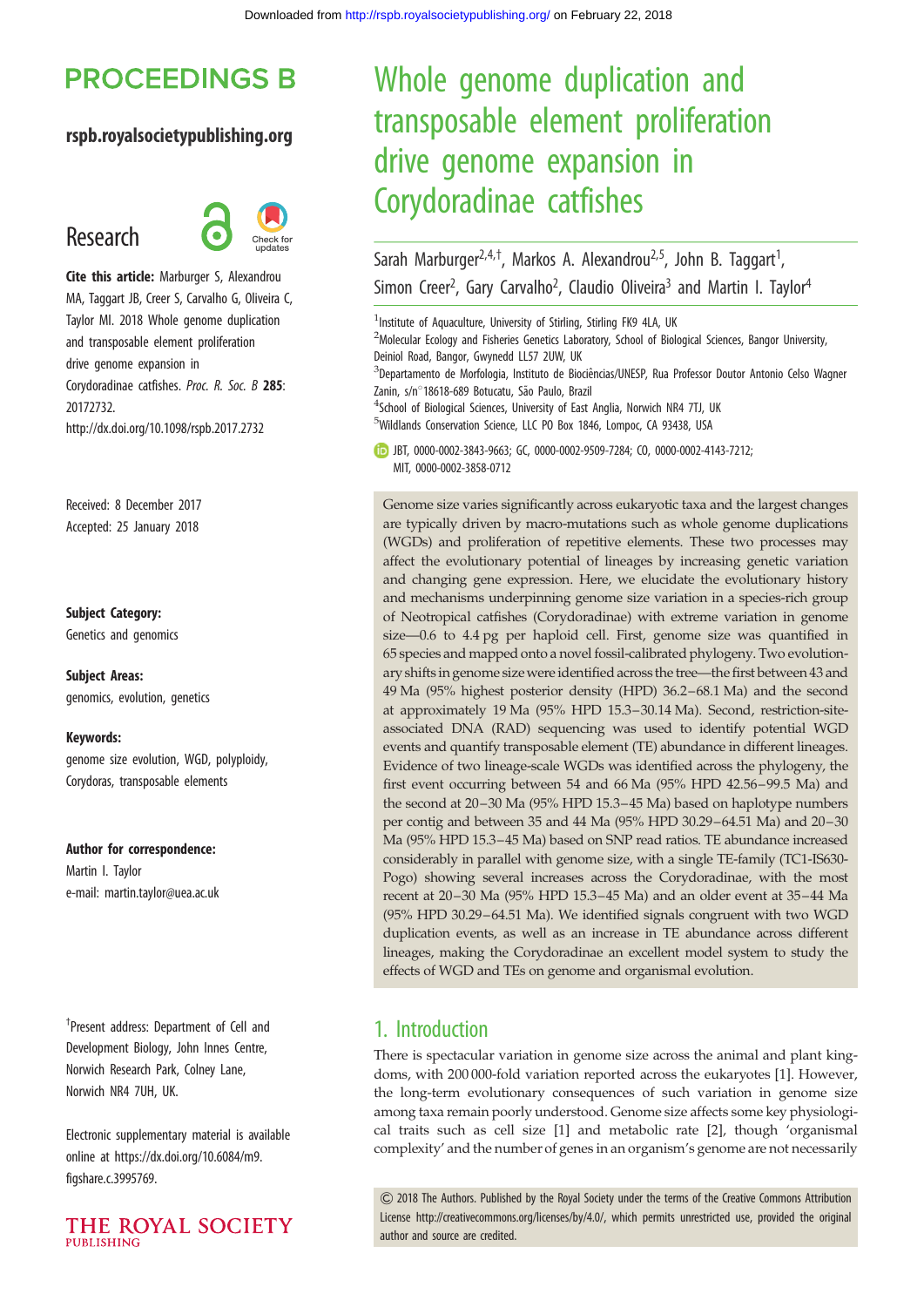# Whole genome duplication and transposable element proliferation drive genome expansion in Corydoradinae catfishes

Sarah Marburger[2,4,†], Markos A. Alexandrou[2,5], John B. Taggart[1], Simon Creer[2], Gary Carvalho[2], Claudio Oliveira[3] and Martin I. Taylor[4]

[1]Institute of Aquaculture, University of Stirling, Stirling FK9 4LA, UK

[2]Molecular Ecology and Fisheries Genetics Laboratory, School of Biological Sciences, Bangor University, Deiniol Road, Bangor, Gwynedd LL57 2UW, UK

[3]Departamento de Morfologia, Instituto de Biociências/UNESP, Rua Professor Doutor Antonio Celso Wagner Zanin, s/n°18618-689 Botucatu, São Paulo, Brazil

[4]School of Biological Sciences, University of East Anglia, Norwich NR4 7TJ, UK

[5]Wildlands Conservation Science, LLC PO Box 1846, Lompoc, CA 93438, USA

JBT, 0000-0002-3843-9663; GC, 0000-0002-9509-7284; CO, 0000-0002-4143-7212; MIT, 0000-0002-3858-0712

**Research**

**Cite this article:** Marburger S, Alexandrou MA, Taggart JB, Creer S, Carvalho G, Oliveira C, Taylor MI. 2018 Whole genome duplication and transposable element proliferation drive genome expansion in Corydoradinae catfishes. *Proc. R. Soc. B* **285**: 20172732. http://dx.doi.org/10.1098/rspb.2017.2732

Received: 8 December 2017
Accepted: 25 January 2018

**Subject Category:**
Genetics and genomics

**Subject Areas:**
genomics, evolution, genetics

**Keywords:**
genome size evolution, WGD, polyploidy, Corydoras, transposable elements

**Author for correspondence:**
Martin I. Taylor
e-mail: martin.taylor@uea.ac.uk

†Present address: Department of Cell and Development Biology, John Innes Centre, Norwich Research Park, Colney Lane, Norwich NR4 7UH, UK.

Electronic supplementary material is available online at https://dx.doi.org/10.6084/m9.figshare.c.3995769.

Genome size varies significantly across eukaryotic taxa and the largest changes are typically driven by macro-mutations such as whole genome duplications (WGDs) and proliferation of repetitive elements. These two processes may affect the evolutionary potential of lineages by increasing genetic variation and changing gene expression. Here, we elucidate the evolutionary history and mechanisms underpinning genome size variation in a species-rich group of Neotropical catfishes (Corydoradinae) with extreme variation in genome size—0.6 to 4.4 pg per haploid cell. First, genome size was quantified in 65 species and mapped onto a novel fossil-calibrated phylogeny. Two evolutionary shifts in genome size were identified across the tree—the first between 43 and 49 Ma (95% highest posterior density (HPD) 36.2–68.1 Ma) and the second at approximately 19 Ma (95% HPD 15.3–30.14 Ma). Second, restriction-site-associated DNA (RAD) sequencing was used to identify potential WGD events and quantify transposable element (TE) abundance in different lineages. Evidence of two lineage-scale WGDs was identified across the phylogeny, the first event occurring between 54 and 66 Ma (95% HPD 42.56–99.5 Ma) and the second at 20–30 Ma (95% HPD 15.3–45 Ma) based on haplotype numbers per contig and between 35 and 44 Ma (95% HPD 30.29–64.51 Ma) and 20–30 Ma (95% HPD 15.3–45 Ma) based on SNP read ratios. TE abundance increased considerably in parallel with genome size, with a single TE-family (TC1-IS630-Pogo) showing several increases across the Corydoradinae, with the most recent at 20–30 Ma (95% HPD 15.3–45 Ma) and an older event at 35–44 Ma (95% HPD 30.29–64.51 Ma). We identified signals congruent with two WGD duplication events, as well as an increase in TE abundance across different lineages, making the Corydoradinae an excellent model system to study the effects of WGD and TEs on genome and organismal evolution.

## 1. Introduction

There is spectacular variation in genome size across the animal and plant kingdoms, with 200 000-fold variation reported across the eukaryotes [1]. However, the long-term evolutionary consequences of such variation in genome size among taxa remain poorly understood. Genome size affects some key physiological traits such as cell size [1] and metabolic rate [2], though 'organismal complexity' and the number of genes in an organism's genome are not necessarily

© 2018 The Authors. Published by the Royal Society under the terms of the Creative Commons Attribution License http://creativecommons.org/licenses/by/4.0/, which permits unrestricted use, provided the original author and source are credited.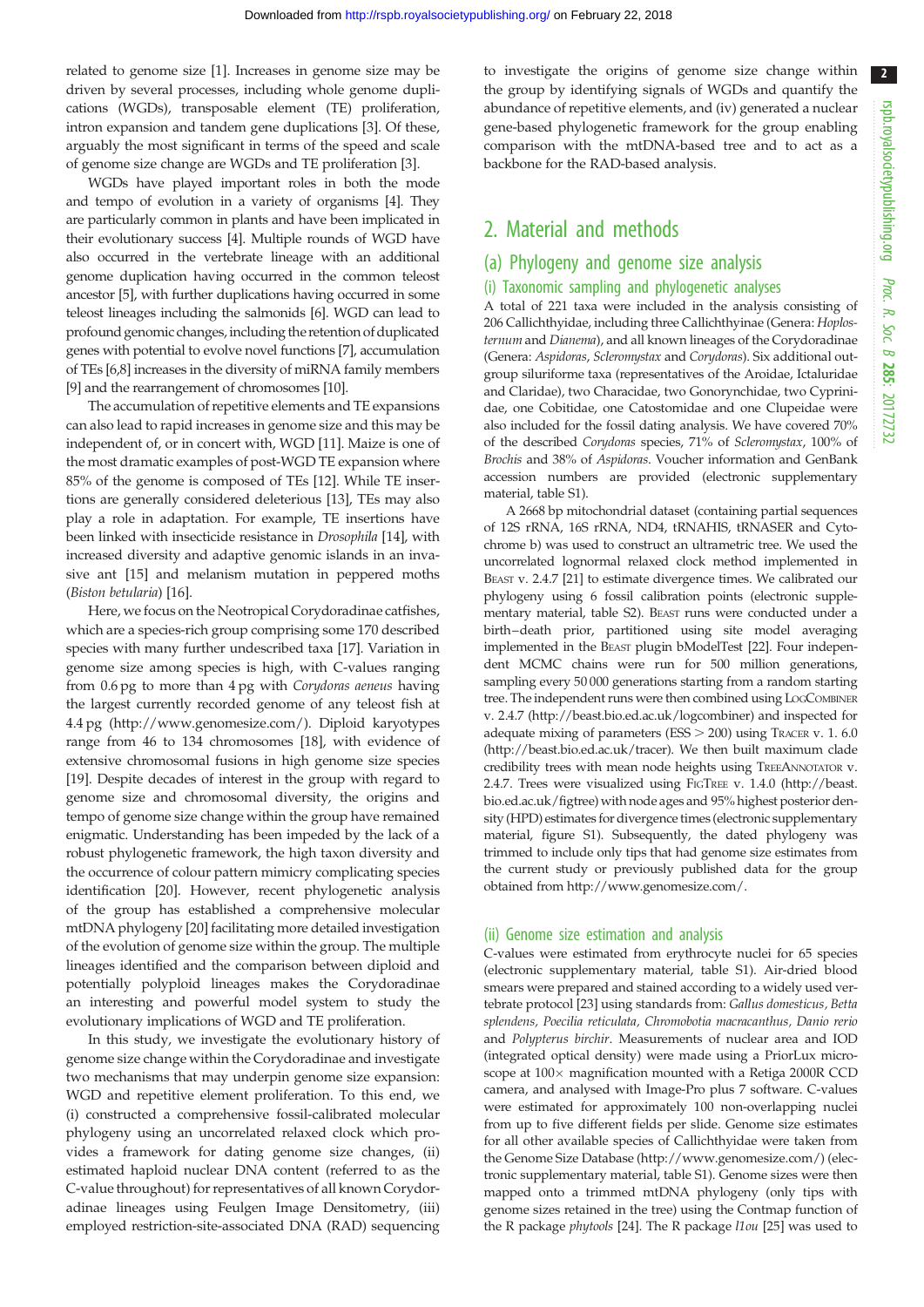related to genome size [1]. Increases in genome size may be driven by several processes, including whole genome duplications (WGDs), transposable element (TE) proliferation, intron expansion and tandem gene duplications [3]. Of these, arguably the most significant in terms of the speed and scale of genome size change are WGDs and TE proliferation [3].

WGDs have played important roles in both the mode and tempo of evolution in a variety of organisms [4]. They are particularly common in plants and have been implicated in their evolutionary success [4]. Multiple rounds of WGD have also occurred in the vertebrate lineage with an additional genome duplication having occurred in the common teleost ancestor [5], with further duplications having occurred in some teleost lineages including the salmonids [6]. WGD can lead to profound genomic changes, including the retention of duplicated genes with potential to evolve novel functions [7], accumulation of TEs [6,8] increases in the diversity of miRNA family members [9] and the rearrangement of chromosomes [10].

The accumulation of repetitive elements and TE expansions can also lead to rapid increases in genome size and this may be independent of, or in concert with, WGD [11]. Maize is one of the most dramatic examples of post-WGD TE expansion where 85% of the genome is composed of TEs [12]. While TE insertions are generally considered deleterious [13], TEs may also play a role in adaptation. For example, TE insertions have been linked with insecticide resistance in *Drosophila* [14], with increased diversity and adaptive genomic islands in an invasive ant [15] and melanism mutation in peppered moths (*Biston betularia*) [16].

Here, we focus on the Neotropical Corydoradinae catfishes, which are a species-rich group comprising some 170 described species with many further undescribed taxa [17]. Variation in genome size among species is high, with C-values ranging from 0.6 pg to more than 4 pg with *Corydoras aeneus* having the largest currently recorded genome of any teleost fish at 4.4 pg (http://www.genomesize.com/). Diploid karyotypes range from 46 to 134 chromosomes [18], with evidence of extensive chromosomal fusions in high genome size species [19]. Despite decades of interest in the group with regard to genome size and chromosomal diversity, the origins and tempo of genome size change within the group have remained enigmatic. Understanding has been impeded by the lack of a robust phylogenetic framework, the high taxon diversity and the occurrence of colour pattern mimicry complicating species identification [20]. However, recent phylogenetic analysis of the group has established a comprehensive molecular mtDNA phylogeny [20] facilitating more detailed investigation of the evolution of genome size within the group. The multiple lineages identified and the comparison between diploid and potentially polyploid lineages makes the Corydoradinae an interesting and powerful model system to study the evolutionary implications of WGD and TE proliferation.

In this study, we investigate the evolutionary history of genome size change within the Corydoradinae and investigate two mechanisms that may underpin genome size expansion: WGD and repetitive element proliferation. To this end, we (i) constructed a comprehensive fossil-calibrated molecular phylogeny using an uncorrelated relaxed clock which provides a framework for dating genome size changes, (ii) estimated haploid nuclear DNA content (referred to as the C-value throughout) for representatives of all known Corydoradinae lineages using Feulgen Image Densitometry, (iii) employed restriction-site-associated DNA (RAD) sequencing to investigate the origins of genome size change within the group by identifying signals of WGDs and quantify the abundance of repetitive elements, and (iv) generated a nuclear gene-based phylogenetic framework for the group enabling comparison with the mtDNA-based tree and to act as a backbone for the RAD-based analysis.

## 2. Material and methods

### (a) Phylogeny and genome size analysis

#### (i) Taxonomic sampling and phylogenetic analyses

A total of 221 taxa were included in the analysis consisting of 206 Callichthyidae, including three Callichthyinae (Genera: *Hoplosternum* and *Dianema*), and all known lineages of the Corydoradinae (Genera: *Aspidoras*, *Scleromystax* and *Corydoras*). Six additional outgroup siluriforme taxa (representatives of the Aroidae, Ictaluridae and Claridae), two Characidae, two Gonorynchidae, two Cyprinidae, one Cobitidae, one Catostomidae and one Clupeidae were also included for the fossil dating analysis. We have covered 70% of the described *Corydoras* species, 71% of *Scleromystax*, 100% of *Brochis* and 38% of *Aspidoras*. Voucher information and GenBank accession numbers are provided (electronic supplementary material, table S1).

A 2668 bp mitochondrial dataset (containing partial sequences of 12S rRNA, 16S rRNA, ND4, tRNAHIS, tRNASER and Cytochrome b) was used to construct an ultrametric tree. We used the uncorrelated lognormal relaxed clock method implemented in BEAST v. 2.4.7 [21] to estimate divergence times. We calibrated our phylogeny using 6 fossil calibration points (electronic supplementary material, table S2). BEAST runs were conducted under a birth–death prior, partitioned using site model averaging implemented in the BEAST plugin bModelTest [22]. Four independent MCMC chains were run for 500 million generations, sampling every 50 000 generations starting from a random starting tree. The independent runs were then combined using LOGCOMBINER v. 2.4.7 (http://beast.bio.ed.ac.uk/logcombiner) and inspected for adequate mixing of parameters (ESS > 200) using TRACER v. 1. 6.0 (http://beast.bio.ed.ac.uk/tracer). We then built maximum clade credibility trees with mean node heights using TREEANNOTATOR v. 2.4.7. Trees were visualized using FIGTREE v. 1.4.0 (http://beast.bio.ed.ac.uk/figtree) with node ages and 95% highest posterior density (HPD) estimates for divergence times (electronic supplementary material, figure S1). Subsequently, the dated phylogeny was trimmed to include only tips that had genome size estimates from the current study or previously published data for the group obtained from http://www.genomesize.com/.

#### (ii) Genome size estimation and analysis

C-values were estimated from erythrocyte nuclei for 65 species (electronic supplementary material, table S1). Air-dried blood smears were prepared and stained according to a widely used vertebrate protocol [23] using standards from: *Gallus domesticus*, *Betta splendens*, *Poecilia reticulata*, *Chromobotia macracanthus*, *Danio rerio* and *Polypterus birchir*. Measurements of nuclear area and IOD (integrated optical density) were made using a PriorLux microscope at 100× magnification mounted with a Retiga 2000R CCD camera, and analysed with Image-Pro plus 7 software. C-values were estimated for approximately 100 non-overlapping nuclei from up to five different fields per slide. Genome size estimates for all other available species of Callichthyidae were taken from the Genome Size Database (http://www.genomesize.com/) (electronic supplementary material, table S1). Genome sizes were then mapped onto a trimmed mtDNA phylogeny (only tips with genome sizes retained in the tree) using the Contmap function of the R package *phytools* [24]. The R package *l1ou* [25] was used to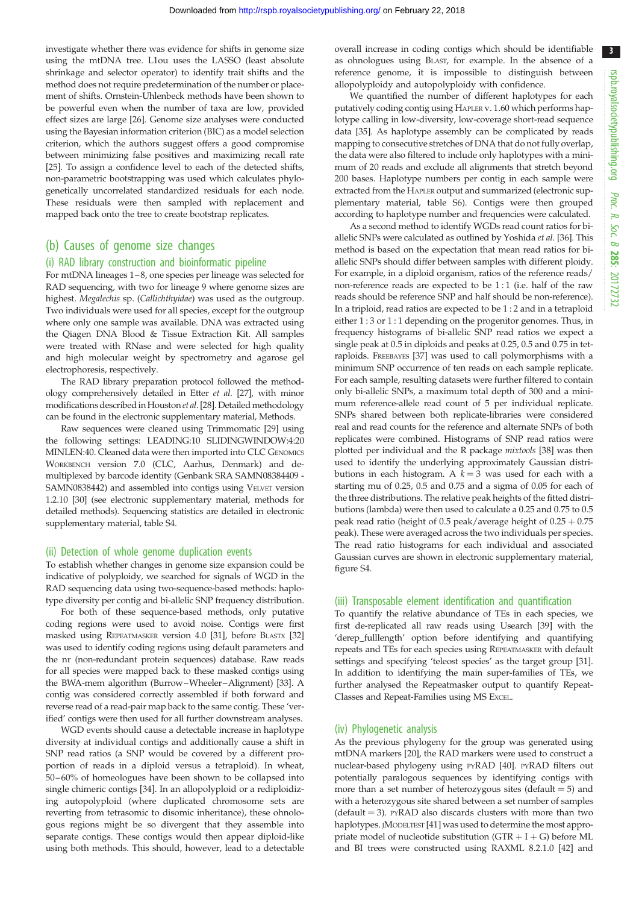investigate whether there was evidence for shifts in genome size using the mtDNA tree. L1ou uses the LASSO (least absolute shrinkage and selector operator) to identify trait shifts and the method does not require predetermination of the number or placement of shifts. Ornstein-Uhlenbeck methods have been shown to be powerful even when the number of taxa are low, provided effect sizes are large [26]. Genome size analyses were conducted using the Bayesian information criterion (BIC) as a model selection criterion, which the authors suggest offers a good compromise between minimizing false positives and maximizing recall rate [25]. To assign a confidence level to each of the detected shifts, non-parametric bootstrapping was used which calculates phylogenetically uncorrelated standardized residuals for each node. These residuals were then sampled with replacement and mapped back onto the tree to create bootstrap replicates.

## (b) Causes of genome size changes

### (i) RAD library construction and bioinformatic pipeline

For mtDNA lineages 1–8, one species per lineage was selected for RAD sequencing, with two for lineage 9 where genome sizes are highest. *Megalechis* sp. (*Callichthyidae*) was used as the outgroup. Two individuals were used for all species, except for the outgroup where only one sample was available. DNA was extracted using the Qiagen DNA Blood & Tissue Extraction Kit. All samples were treated with RNase and were selected for high quality and high molecular weight by spectrometry and agarose gel electrophoresis, respectively.

The RAD library preparation protocol followed the methodology comprehensively detailed in Etter *et al*. [27], with minor modifications described in Houston *et al*. [28]. Detailed methodology can be found in the electronic supplementary material, Methods.

Raw sequences were cleaned using Trimmomatic [29] using the following settings: LEADING:10 SLIDINGWINDOW:4:20 MINLEN:40. Cleaned data were then imported into CLC Genomics Workbench version 7.0 (CLC, Aarhus, Denmark) and demultiplexed by barcode identity (Genbank SRA SAMN08384409 - SAMN0838442) and assembled into contigs using Velvet version 1.2.10 [30] (see electronic supplementary material, methods for detailed methods). Sequencing statistics are detailed in electronic supplementary material, table S4.

### (ii) Detection of whole genome duplication events

To establish whether changes in genome size expansion could be indicative of polyploidy, we searched for signals of WGD in the RAD sequencing data using two-sequence-based methods: haplotype diversity per contig and bi-allelic SNP frequency distribution.

For both of these sequence-based methods, only putative coding regions were used to avoid noise. Contigs were first masked using RepeatMasker version 4.0 [31], before Blastx [32] was used to identify coding regions using default parameters and the nr (non-redundant protein sequences) database. Raw reads for all species were mapped back to these masked contigs using the BWA-mem algorithm (Burrow–Wheeler–Alignment) [33]. A contig was considered correctly assembled if both forward and reverse read of a read-pair map back to the same contig. These 'verified' contigs were then used for all further downstream analyses.

WGD events should cause a detectable increase in haplotype diversity at individual contigs and additionally cause a shift in SNP read ratios (a SNP would be covered by a different proportion of reads in a diploid versus a tetraploid). In wheat, 50–60% of homeologues have been shown to be collapsed into single chimeric contigs [34]. In an allopolyploid or a rediploidizing autopolyploid (where duplicated chromosome sets are reverting from tetrasomic to disomic inheritance), these ohnologous regions might be so divergent that they assemble into separate contigs. These contigs would then appear diploid-like using both methods. This should, however, lead to a detectable overall increase in coding contigs which should be identifiable as ohnologues using Blast, for example. In the absence of a reference genome, it is impossible to distinguish between allopolyploidy and autopolyploidy with confidence.

We quantified the number of different haplotypes for each putatively coding contig using Hapler v. 1.60 which performs haplotype calling in low-diversity, low-coverage short-read sequence data [35]. As haplotype assembly can be complicated by reads mapping to consecutive stretches of DNA that do not fully overlap, the data were also filtered to include only haplotypes with a minimum of 20 reads and exclude all alignments that stretch beyond 200 bases. Haplotype numbers per contig in each sample were extracted from the Hapler output and summarized (electronic supplementary material, table S6). Contigs were then grouped according to haplotype number and frequencies were calculated.

As a second method to identify WGDs read count ratios for bi-allelic SNPs were calculated as outlined by Yoshida *et al*. [36]. This method is based on the expectation that mean read ratios for bi-allelic SNPs should differ between samples with different ploidy. For example, in a diploid organism, ratios of the reference reads/non-reference reads are expected to be 1 : 1 (i.e. half of the raw reads should be reference SNP and half should be non-reference). In a triploid, read ratios are expected to be 1 : 2 and in a tetraploid either 1 : 3 or 1 : 1 depending on the progenitor genomes. Thus, in frequency histograms of bi-allelic SNP read ratios we expect a single peak at 0.5 in diploids and peaks at 0.25, 0.5 and 0.75 in tetraploids. Freebayes [37] was used to call polymorphisms with a minimum SNP occurrence of ten reads on each sample replicate. For each sample, resulting datasets were further filtered to contain only bi-allelic SNPs, a maximum total depth of 300 and a minimum reference-allele read count of 5 per individual replicate. SNPs shared between both replicate-libraries were considered real and read counts for the reference and alternate SNPs of both replicates were combined. Histograms of SNP read ratios were plotted per individual and the R package *mixtools* [38] was then used to identify the underlying approximately Gaussian distributions in each histogram. A $k = 3$ was used for each with a starting mu of 0.25, 0.5 and 0.75 and a sigma of 0.05 for each of the three distributions. The relative peak heights of the fitted distributions (lambda) were then used to calculate a 0.25 and 0.75 to 0.5 peak read ratio (height of 0.5 peak/average height of 0.25 + 0.75 peak). These were averaged across the two individuals per species. The read ratio histograms for each individual and associated Gaussian curves are shown in electronic supplementary material, figure S4.

### (iii) Transposable element identification and quantification

To quantify the relative abundance of TEs in each species, we first de-replicated all raw reads using Usearch [39] with the 'derep_fulllength' option before identifying and quantifying repeats and TEs for each species using RepeatMasker with default settings and specifying 'teleost species' as the target group [31]. In addition to identifying the main super-families of TEs, we further analysed the Repeatmasker output to quantify Repeat-Classes and Repeat-Families using MS Excel.

### (iv) Phylogenetic analysis

As the previous phylogeny for the group was generated using mtDNA markers [20], the RAD markers were used to construct a nuclear-based phylogeny using pyRAD [40]. pyRAD filters out potentially paralogous sequences by identifying contigs with more than a set number of heterozygous sites (default = 5) and with a heterozygous site shared between a set number of samples (default = 3). pyRAD also discards clusters with more than two haplotypes. jModeltest [41] was used to determine the most appropriate model of nucleotide substitution (GTR + I + G) before ML and BI trees were constructed using RAxML 8.2.1.0 [42] and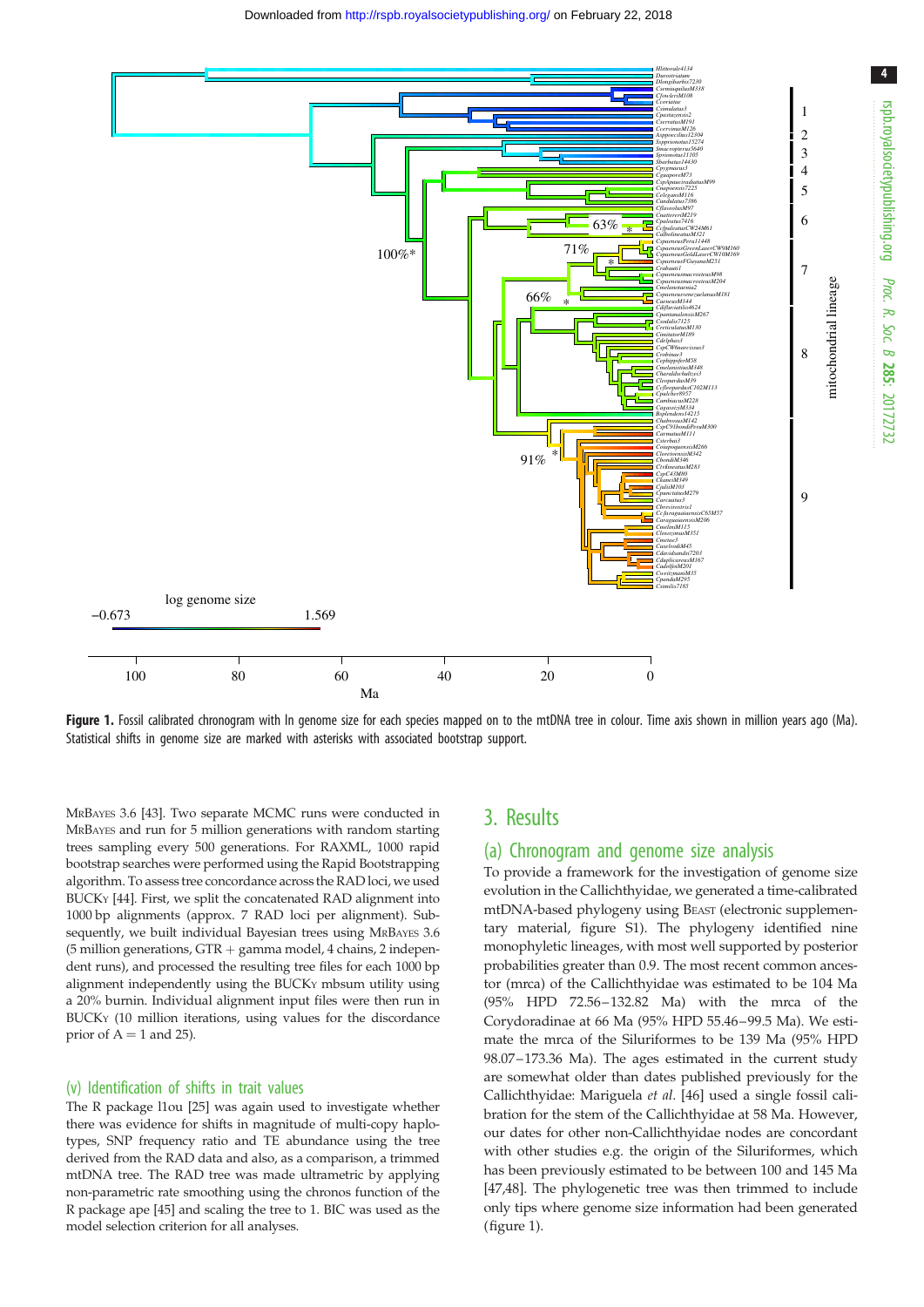**Figure 1.** Fossil calibrated chronogram with ln genome size for each species mapped on to the mtDNA tree in colour. Time axis shown in million years ago (Ma). Statistical shifts in genome size are marked with asterisks with associated bootstrap support.

MrBayes 3.6 [43]. Two separate MCMC runs were conducted in MrBayes and run for 5 million generations with random starting trees sampling every 500 generations. For RAXML, 1000 rapid bootstrap searches were performed using the Rapid Bootstrapping algorithm. To assess tree concordance across the RAD loci, we used BUCKy [44]. First, we split the concatenated RAD alignment into 1000 bp alignments (approx. 7 RAD loci per alignment). Subsequently, we built individual Bayesian trees using MrBayes 3.6 (5 million generations, GTR + gamma model, 4 chains, 2 independent runs), and processed the resulting tree files for each 1000 bp alignment independently using the BUCKy mbsum utility using a 20% burnin. Individual alignment input files were then run in BUCKy (10 million iterations, using values for the discordance prior of A = 1 and 25).

### (v) Identification of shifts in trait values

The R package l1ou [25] was again used to investigate whether there was evidence for shifts in magnitude of multi-copy haplotypes, SNP frequency ratio and TE abundance using the tree derived from the RAD data and also, as a comparison, a trimmed mtDNA tree. The RAD tree was made ultrametric by applying non-parametric rate smoothing using the chronos function of the R package ape [45] and scaling the tree to 1. BIC was used as the model selection criterion for all analyses.

## 3. Results

### (a) Chronogram and genome size analysis

To provide a framework for the investigation of genome size evolution in the Callichthyidae, we generated a time-calibrated mtDNA-based phylogeny using Beast (electronic supplementary material, figure S1). The phylogeny identified nine monophyletic lineages, with most well supported by posterior probabilities greater than 0.9. The most recent common ancestor (mrca) of the Callichthyidae was estimated to be 104 Ma (95% HPD 72.56–132.82 Ma) with the mrca of the Corydoradinae at 66 Ma (95% HPD 55.46–99.5 Ma). We estimate the mrca of the Siluriformes to be 139 Ma (95% HPD 98.07–173.36 Ma). The ages estimated in the current study are somewhat older than dates published previously for the Callichthyidae: Mariguela *et al.* [46] used a single fossil calibration for the stem of the Callichthyidae at 58 Ma. However, our dates for other non-Callichthyidae nodes are concordant with other studies e.g. the origin of the Siluriformes, which has been previously estimated to be between 100 and 145 Ma [47,48]. The phylogenetic tree was then trimmed to include only tips where genome size information had been generated (figure 1).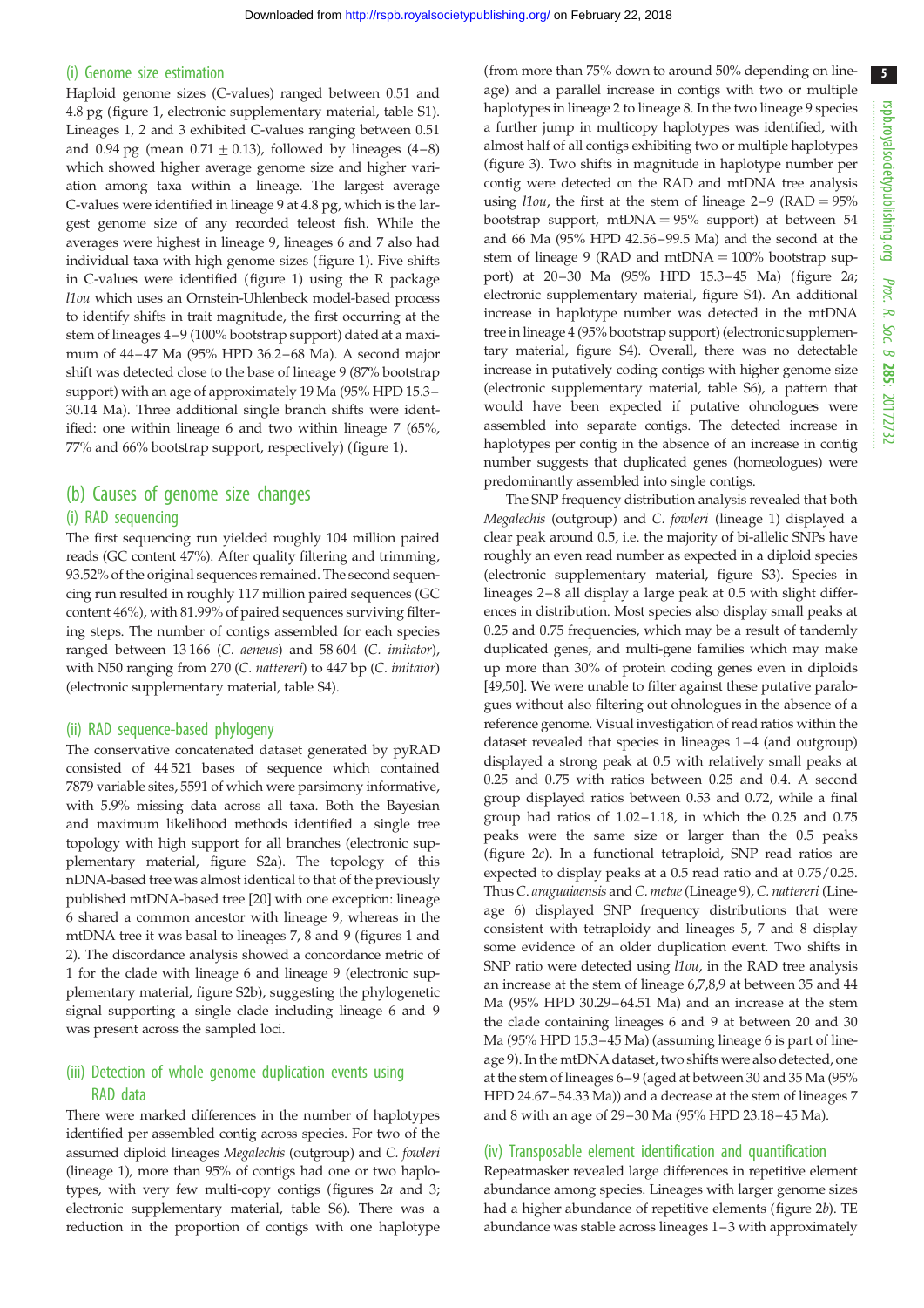### (i) Genome size estimation

Haploid genome sizes (C-values) ranged between 0.51 and 4.8 pg (figure 1, electronic supplementary material, table S1). Lineages 1, 2 and 3 exhibited C-values ranging between 0.51 and 0.94 pg (mean 0.71 ± 0.13), followed by lineages (4–8) which showed higher average genome size and higher variation among taxa within a lineage. The largest average C-values were identified in lineage 9 at 4.8 pg, which is the largest genome size of any recorded teleost fish. While the averages were highest in lineage 9, lineages 6 and 7 also had individual taxa with high genome sizes (figure 1). Five shifts in C-values were identified (figure 1) using the R package *l1ou* which uses an Ornstein-Uhlenbeck model-based process to identify shifts in trait magnitude, the first occurring at the stem of lineages 4–9 (100% bootstrap support) dated at a maximum of 44–47 Ma (95% HPD 36.2–68 Ma). A second major shift was detected close to the base of lineage 9 (87% bootstrap support) with an age of approximately 19 Ma (95% HPD 15.3–30.14 Ma). Three additional single branch shifts were identified: one within lineage 6 and two within lineage 7 (65%, 77% and 66% bootstrap support, respectively) (figure 1).

## (b) Causes of genome size changes

### (i) RAD sequencing

The first sequencing run yielded roughly 104 million paired reads (GC content 47%). After quality filtering and trimming, 93.52% of the original sequences remained. The second sequencing run resulted in roughly 117 million paired sequences (GC content 46%), with 81.99% of paired sequences surviving filtering steps. The number of contigs assembled for each species ranged between 13 166 (*C. aeneus*) and 58 604 (*C. imitator*), with N50 ranging from 270 (*C. nattereri*) to 447 bp (*C. imitator*) (electronic supplementary material, table S4).

### (ii) RAD sequence-based phylogeny

The conservative concatenated dataset generated by pyRAD consisted of 44 521 bases of sequence which contained 7879 variable sites, 5591 of which were parsimony informative, with 5.9% missing data across all taxa. Both the Bayesian and maximum likelihood methods identified a single tree topology with high support for all branches (electronic supplementary material, figure S2a). The topology of this nDNA-based tree was almost identical to that of the previously published mtDNA-based tree [20] with one exception: lineage 6 shared a common ancestor with lineage 9, whereas in the mtDNA tree it was basal to lineages 7, 8 and 9 (figures 1 and 2). The discordance analysis showed a concordance metric of 1 for the clade with lineage 6 and lineage 9 (electronic supplementary material, figure S2b), suggesting the phylogenetic signal supporting a single clade including lineage 6 and 9 was present across the sampled loci.

### (iii) Detection of whole genome duplication events using RAD data

There were marked differences in the number of haplotypes identified per assembled contig across species. For two of the assumed diploid lineages *Megalechis* (outgroup) and *C. fowleri* (lineage 1), more than 95% of contigs had one or two haplotypes, with very few multi-copy contigs (figures 2*a* and 3; electronic supplementary material, table S6). There was a reduction in the proportion of contigs with one haplotype (from more than 75% down to around 50% depending on lineage) and a parallel increase in contigs with two or multiple haplotypes in lineage 2 to lineage 8. In the two lineage 9 species a further jump in multicopy haplotypes was identified, with almost half of all contigs exhibiting two or multiple haplotypes (figure 3). Two shifts in magnitude in haplotype number per contig were detected on the RAD and mtDNA tree analysis using *l1ou*, the first at the stem of lineage 2–9 (RAD = 95% bootstrap support, mtDNA = 95% support) at between 54 and 66 Ma (95% HPD 42.56–99.5 Ma) and the second at the stem of lineage 9 (RAD and mtDNA = 100% bootstrap support) at 20–30 Ma (95% HPD 15.3–45 Ma) (figure 2*a*; electronic supplementary material, figure S4). An additional increase in haplotype number was detected in the mtDNA tree in lineage 4 (95% bootstrap support) (electronic supplementary material, figure S4). Overall, there was no detectable increase in putatively coding contigs with higher genome size (electronic supplementary material, table S6), a pattern that would have been expected if putative ohnologues were assembled into separate contigs. The detected increase in haplotypes per contig in the absence of an increase in contig number suggests that duplicated genes (homeologues) were predominantly assembled into single contigs.

The SNP frequency distribution analysis revealed that both *Megalechis* (outgroup) and *C. fowleri* (lineage 1) displayed a clear peak around 0.5, i.e. the majority of bi-allelic SNPs have roughly an even read number as expected in a diploid species (electronic supplementary material, figure S3). Species in lineages 2–8 all display a large peak at 0.5 with slight differences in distribution. Most species also display small peaks at 0.25 and 0.75 frequencies, which may be a result of tandemly duplicated genes, and multi-gene families which may make up more than 30% of protein coding genes even in diploids [49,50]. We were unable to filter against these putative paralogues without also filtering out ohnologues in the absence of a reference genome. Visual investigation of read ratios within the dataset revealed that species in lineages 1–4 (and outgroup) displayed a strong peak at 0.5 with relatively small peaks at 0.25 and 0.75 with ratios between 0.25 and 0.4. A second group displayed ratios between 0.53 and 0.72, while a final group had ratios of 1.02–1.18, in which the 0.25 and 0.75 peaks were the same size or larger than the 0.5 peaks (figure 2*c*). In a functional tetraploid, SNP read ratios are expected to display peaks at a 0.5 read ratio and at 0.75/0.25. Thus *C. araguaiaensis* and *C. metae* (Lineage 9), *C. nattereri* (Lineage 6) displayed SNP frequency distributions that were consistent with tetraploidy and lineages 5, 7 and 8 display some evidence of an older duplication event. Two shifts in SNP ratio were detected using *l1ou*, in the RAD tree analysis an increase at the stem of lineage 6,7,8,9 at between 35 and 44 Ma (95% HPD 30.29–64.51 Ma) and an increase at the stem the clade containing lineages 6 and 9 at between 20 and 30 Ma (95% HPD 15.3–45 Ma) (assuming lineage 6 is part of lineage 9). In the mtDNA dataset, two shifts were also detected, one at the stem of lineages 6–9 (aged at between 30 and 35 Ma (95% HPD 24.67–54.33 Ma)) and a decrease at the stem of lineages 7 and 8 with an age of 29–30 Ma (95% HPD 23.18–45 Ma).

### (iv) Transposable element identification and quantification

Repeatmasker revealed large differences in repetitive element abundance among species. Lineages with larger genome sizes had a higher abundance of repetitive elements (figure 2*b*). TE abundance was stable across lineages 1–3 with approximately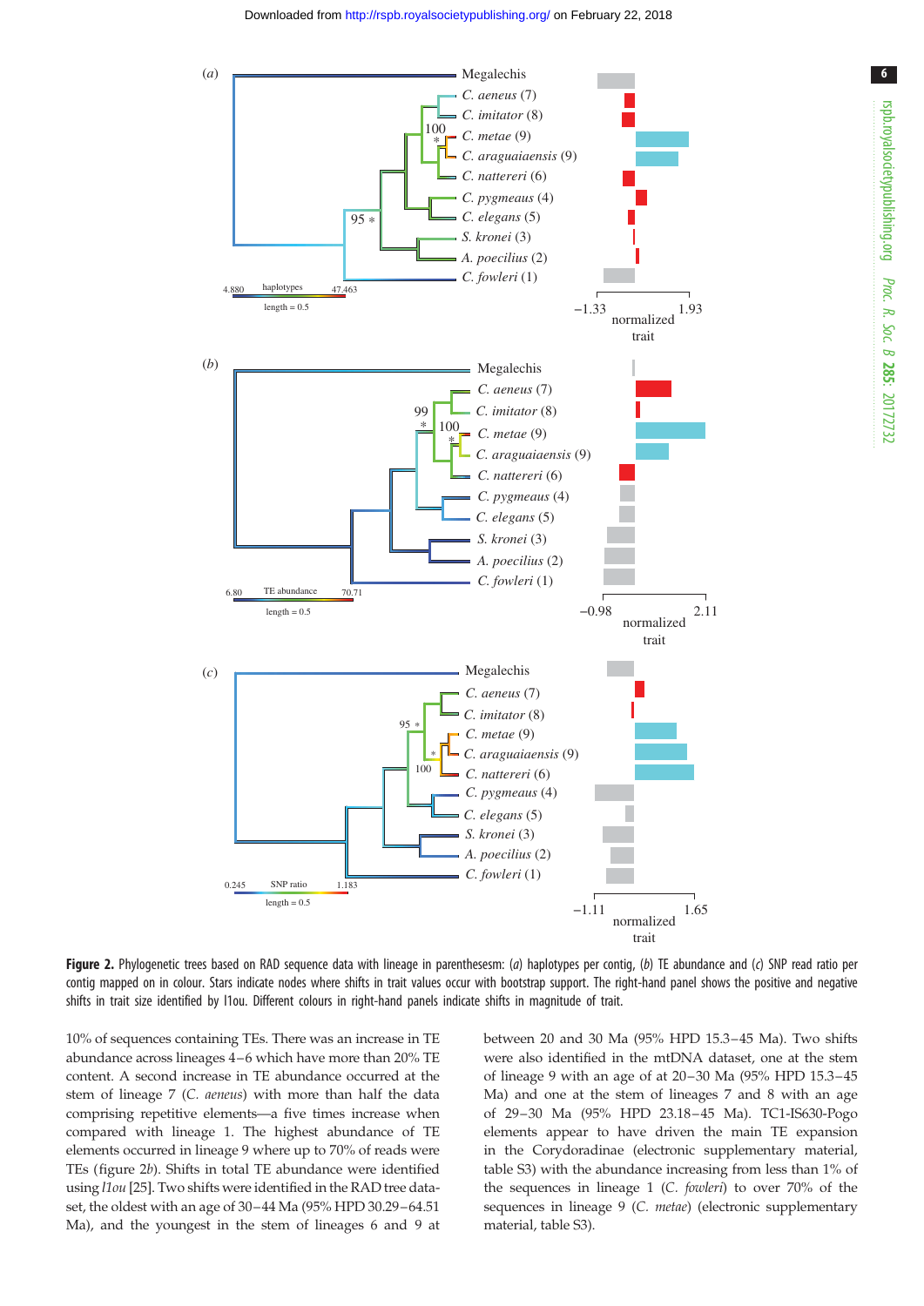**Figure 2.** Phylogenetic trees based on RAD sequence data with lineage in parenthesesm: (*a*) haplotypes per contig, (*b*) TE abundance and (*c*) SNP read ratio per contig mapped on in colour. Stars indicate nodes where shifts in trait values occur with bootstrap support. The right-hand panel shows the positive and negative shifts in trait size identified by l1ou. Different colours in right-hand panels indicate shifts in magnitude of trait.

10% of sequences containing TEs. There was an increase in TE abundance across lineages 4–6 which have more than 20% TE content. A second increase in TE abundance occurred at the stem of lineage 7 (*C. aeneus*) with more than half the data comprising repetitive elements—a five times increase when compared with lineage 1. The highest abundance of TE elements occurred in lineage 9 where up to 70% of reads were TEs (figure 2*b*). Shifts in total TE abundance were identified using *l1ou* [25]. Two shifts were identified in the RAD tree dataset, the oldest with an age of 30–44 Ma (95% HPD 30.29–64.51 Ma), and the youngest in the stem of lineages 6 and 9 at between 20 and 30 Ma (95% HPD 15.3–45 Ma). Two shifts were also identified in the mtDNA dataset, one at the stem of lineage 9 with an age of 20–30 Ma (95% HPD 15.3–45 Ma) and one at the stem of lineages 7 and 8 with an age of 29–30 Ma (95% HPD 23.18–45 Ma). TC1-IS630-Pogo elements appear to have driven the main TE expansion in the Corydoradinae (electronic supplementary material, table S3) with the abundance increasing from less than 1% of the sequences in lineage 1 (*C. fowleri*) to over 70% of the sequences in lineage 9 (*C. metae*) (electronic supplementary material, table S3).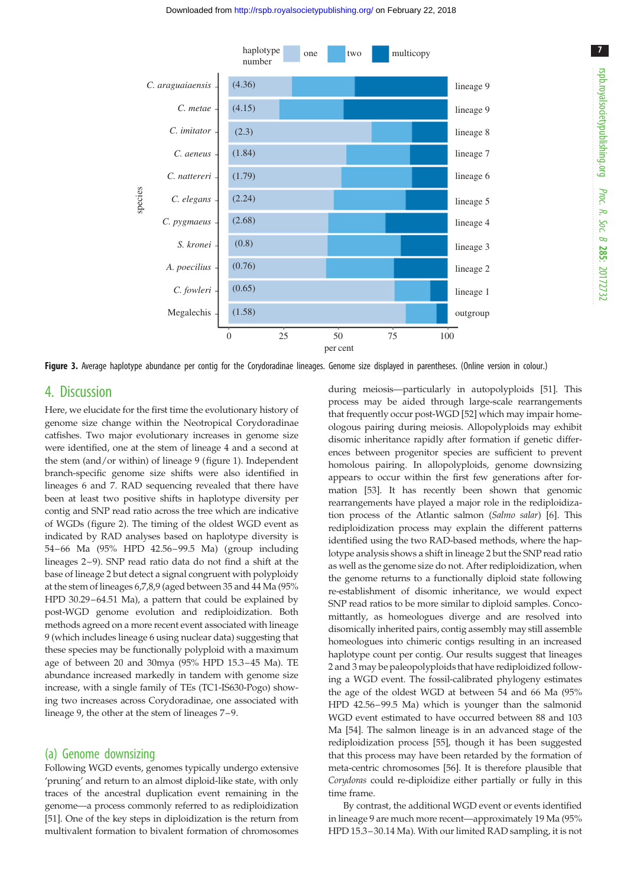**Figure 3.** Average haplotype abundance per contig for the Corydoradinae lineages. Genome size displayed in parentheses. (Online version in colour.)

## 4. Discussion

Here, we elucidate for the first time the evolutionary history of genome size change within the Neotropical Corydoradinae catfishes. Two major evolutionary increases in genome size were identified, one at the stem of lineage 4 and a second at the stem (and/or within) of lineage 9 (figure 1). Independent branch-specific genome size shifts were also identified in lineages 6 and 7. RAD sequencing revealed that there have been at least two positive shifts in haplotype diversity per contig and SNP read ratio across the tree which are indicative of WGDs (figure 2). The timing of the oldest WGD event as indicated by RAD analyses based on haplotype diversity is 54–66 Ma (95% HPD 42.56–99.5 Ma) (group including lineages 2–9). SNP read ratio data do not find a shift at the base of lineage 2 but detect a signal congruent with polyploidy at the stem of lineages 6,7,8,9 (aged between 35 and 44 Ma (95% HPD 30.29–64.51 Ma), a pattern that could be explained by post-WGD genome evolution and rediploidization. Both methods agreed on a more recent event associated with lineage 9 (which includes lineage 6 using nuclear data) suggesting that these species may be functionally polyploid with a maximum age of between 20 and 30mya (95% HPD 15.3–45 Ma). TE abundance increased markedly in tandem with genome size increase, with a single family of TEs (TC1-IS630-Pogo) showing two increases across Corydoradinae, one associated with lineage 9, the other at the stem of lineages 7–9.

### (a) Genome downsizing

Following WGD events, genomes typically undergo extensive 'pruning' and return to an almost diploid-like state, with only traces of the ancestral duplication event remaining in the genome—a process commonly referred to as rediploidization [51]. One of the key steps in diploidization is the return from multivalent formation to bivalent formation of chromosomes during meiosis—particularly in autopolyploids [51]. This process may be aided through large-scale rearrangements that frequently occur post-WGD [52] which may impair homeologous pairing during meiosis. Allopolyploids may exhibit disomic inheritance rapidly after formation if genetic differences between progenitor species are sufficient to prevent homologous pairing. In allopolyploids, genome downsizing appears to occur within the first few generations after formation [53]. It has recently been shown that genomic rearrangements have played a major role in the rediploidization process of the Atlantic salmon (*Salmo salar*) [6]. This rediploidization process may explain the different patterns identified using the two RAD-based methods, where the haplotype analysis shows a shift in lineage 2 but the SNP read ratio as well as the genome size do not. After rediploidization, when the genome returns to a functionally diploid state following re-establishment of disomic inheritance, we would expect SNP read ratios to be more similar to diploid samples. Concomittantly, as homeologues diverge and are resolved into disomically inherited pairs, contig assembly may still assemble homeologues into chimeric contigs resulting in an increased haplotype count per contig. Our results suggest that lineages 2 and 3 may be paleopolyploids that have rediploidized following a WGD event. The fossil-calibrated phylogeny estimates the age of the oldest WGD at between 54 and 66 Ma (95% HPD 42.56–99.5 Ma) which is younger than the salmonid WGD event estimated to have occurred between 88 and 103 Ma [54]. The salmon lineage is in an advanced stage of the rediploidization process [55], though it has been suggested that this process may have been retarded by the formation of meta-centric chromosomes [56]. It is therefore plausible that *Corydoras* could re-diploidize either partially or fully in this time frame.

By contrast, the additional WGD event or events identified in lineage 9 are much more recent—approximately 19 Ma (95% HPD 15.3–30.14 Ma). With our limited RAD sampling, it is not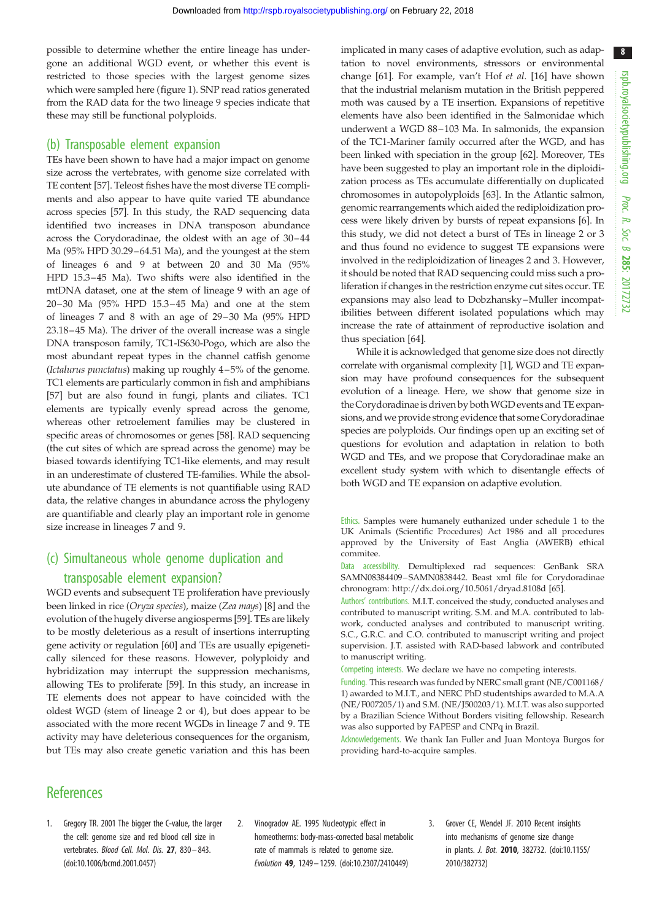possible to determine whether the entire lineage has undergone an additional WGD event, or whether this event is restricted to those species with the largest genome sizes which were sampled here (figure 1). SNP read ratios generated from the RAD data for the two lineage 9 species indicate that these may still be functional polyploids.

## (b) Transposable element expansion

TEs have been shown to have had a major impact on genome size across the vertebrates, with genome size correlated with TE content [57]. Teleost fishes have the most diverse TE compliments and also appear to have quite varied TE abundance across species [57]. In this study, the RAD sequencing data identified two increases in DNA transposon abundance across the Corydoradinae, the oldest with an age of 30–44 Ma (95% HPD 30.29–64.51 Ma), and the youngest at the stem of lineages 6 and 9 at between 20 and 30 Ma (95% HPD 15.3–45 Ma). Two shifts were also identified in the mtDNA dataset, one at the stem of lineage 9 with an age of 20–30 Ma (95% HPD 15.3–45 Ma) and one at the stem of lineages 7 and 8 with an age of 29–30 Ma (95% HPD 23.18–45 Ma). The driver of the overall increase was a single DNA transposon family, TC1-IS630-Pogo, which are also the most abundant repeat types in the channel catfish genome (*Ictalurus punctatus*) making up roughly 4–5% of the genome. TC1 elements are particularly common in fish and amphibians [57] but are also found in fungi, plants and ciliates. TC1 elements are typically evenly spread across the genome, whereas other retroelement families may be clustered in specific areas of chromosomes or genes [58]. RAD sequencing (the cut sites of which are spread across the genome) may be biased towards identifying TC1-like elements, and may result in an underestimate of clustered TE-families. While the absolute abundance of TE elements is not quantifiable using RAD data, the relative changes in abundance across the phylogeny are quantifiable and clearly play an important role in genome size increase in lineages 7 and 9.

## (c) Simultaneous whole genome duplication and transposable element expansion?

WGD events and subsequent TE proliferation have previously been linked in rice (*Oryza species*), maize (*Zea mays*) [8] and the evolution of the hugely diverse angiosperms [59]. TEs are likely to be mostly deleterious as a result of insertions interrupting gene activity or regulation [60] and TEs are usually epigenetically silenced for these reasons. However, polyploidy and hybridization may interrupt the suppression mechanisms, allowing TEs to proliferate [59]. In this study, an increase in TE elements does not appear to have coincided with the oldest WGD (stem of lineage 2 or 4), but does appear to be associated with the more recent WGDs in lineage 7 and 9. TE activity may have deleterious consequences for the organism, but TEs may also create genetic variation and this has been implicated in many cases of adaptive evolution, such as adaptation to novel environments, stressors or environmental change [61]. For example, van't Hof *et al*. [16] have shown that the industrial melanism mutation in the British peppered moth was caused by a TE insertion. Expansions of repetitive elements have also been identified in the Salmonidae which underwent a WGD 88–103 Ma. In salmonids, the expansion of the TC1-Mariner family occurred after the WGD, and has been linked with speciation in the group [62]. Moreover, TEs have been suggested to play an important role in the diploidization process as TEs accumulate differentially on duplicated chromosomes in autopolyploids [63]. In the Atlantic salmon, genomic rearrangements which aided the rediploidization process were likely driven by bursts of repeat expansions [6]. In this study, we did not detect a burst of TEs in lineage 2 or 3 and thus found no evidence to suggest TE expansions were involved in the rediploidization of lineages 2 and 3. However, it should be noted that RAD sequencing could miss such a proliferation if changes in the restriction enzyme cut sites occur. TE expansions may also lead to Dobzhansky–Muller incompatibilities between different isolated populations which may increase the rate of attainment of reproductive isolation and thus speciation [64].

While it is acknowledged that genome size does not directly correlate with organismal complexity [1], WGD and TE expansion may have profound consequences for the subsequent evolution of a lineage. Here, we show that genome size in the Corydoradinae is driven by both WGD events and TE expansions, and we provide strong evidence that some Corydoradinae species are polyploids. Our findings open up an exciting set of questions for evolution and adaptation in relation to both WGD and TEs, and we propose that Corydoradinae make an excellent study system with which to disentangle effects of both WGD and TE expansion on adaptive evolution.

Ethics. Samples were humanely euthanized under schedule 1 to the UK Animals (Scientific Procedures) Act 1986 and all procedures approved by the University of East Anglia (AWERB) ethical commitee.

Data accessibility. Demultiplexed rad sequences: GenBank SRA SAMN08384409–SAMN0838442. Beast xml file for Corydoradinae chronogram: http://dx.doi.org/10.5061/dryad.8108d [65].

Authors' contributions. M.I.T. conceived the study, conducted analyses and contributed to manuscript writing. S.M. and M.A. contributed to labwork, conducted analyses and contributed to manuscript writing. S.C., G.R.C. and C.O. contributed to manuscript writing and project supervision. J.T. assisted with RAD-based labwork and contributed to manuscript writing.

Competing interests. We declare we have no competing interests.

Funding. This research was funded by NERC small grant (NE/C001168/1) awarded to M.I.T., and NERC PhD studentships awarded to M.A.A (NE/F007205/1) and S.M. (NE/J500203/1). M.I.T. was also supported by a Brazilian Science Without Borders visiting fellowship. Research was also supported by FAPESP and CNPq in Brazil.

Acknowledgements. We thank Ian Fuller and Juan Montoya Burgos for providing hard-to-acquire samples.

# References

1. Gregory TR. 2001 The bigger the C-value, the larger the cell: genome size and red blood cell size in vertebrates. *Blood Cell. Mol. Dis.* **27**, 830–843. (doi:10.1006/bcmd.2001.0457)
2. Vinogradov AE. 1995 Nucleotypic effect in homeotherms: body-mass-corrected basal metabolic rate of mammals is related to genome size. *Evolution* **49**, 1249–1259. (doi:10.2307/2410449)
3. Grover CE, Wendel JF. 2010 Recent insights into mechanisms of genome size change in plants. *J. Bot.* **2010**, 382732. (doi:10.1155/2010/382732)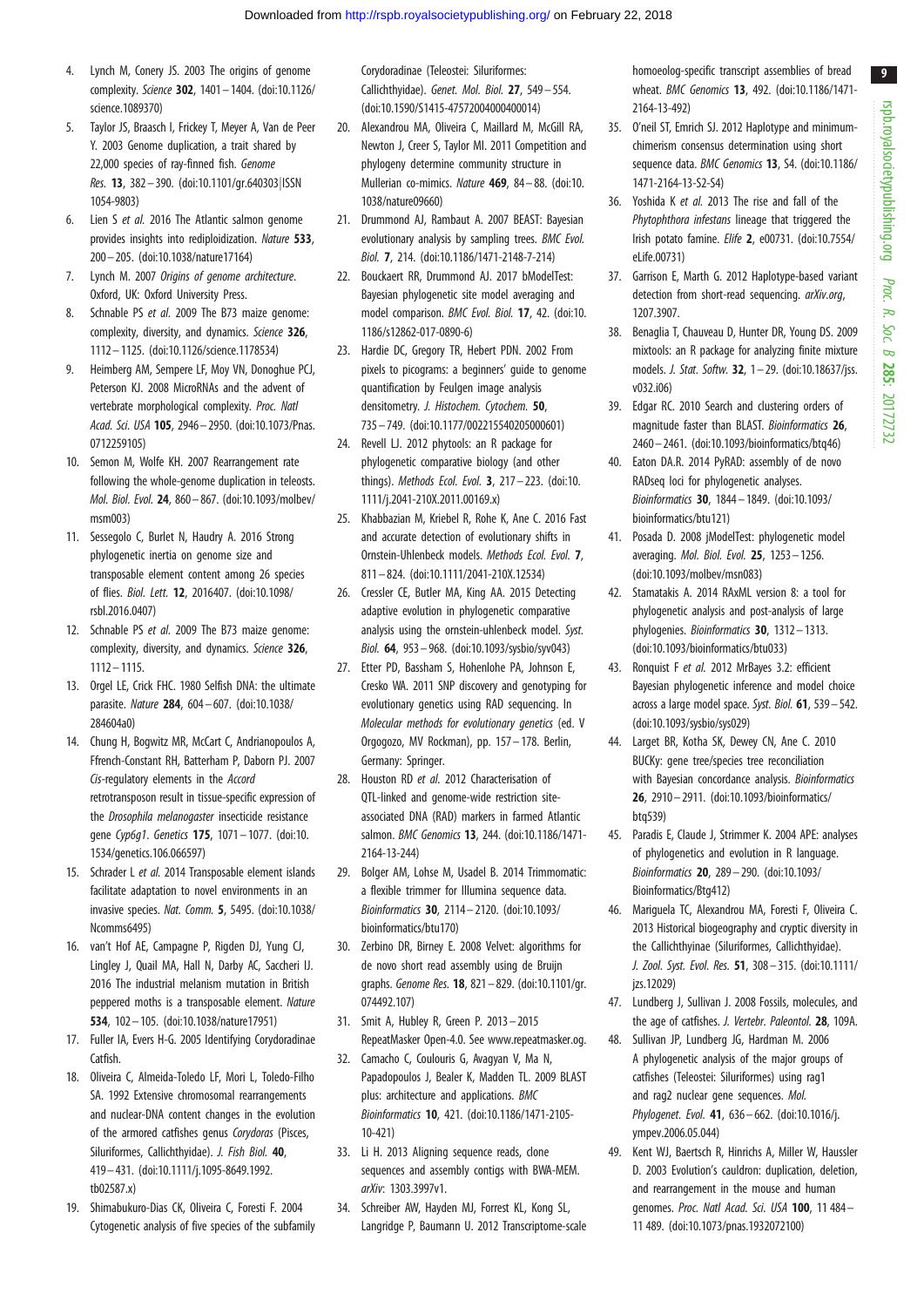4. Lynch M, Conery JS. 2003 The origins of genome complexity. *Science* **302**, 1401–1404. (doi:10.1126/science.1089370)
5. Taylor JS, Braasch I, Frickey T, Meyer A, Van de Peer Y. 2003 Genome duplication, a trait shared by 22,000 species of ray-finned fish. *Genome Res.* **13**, 382–390. (doi:10.1101/gr.640303|ISSN 1054-9803)
6. Lien S *et al.* 2016 The Atlantic salmon genome provides insights into rediploidization. *Nature* **533**, 200–205. (doi:10.1038/nature17164)
7. Lynch M. 2007 *Origins of genome architecture*. Oxford, UK: Oxford University Press.
8. Schnable PS *et al.* 2009 The B73 maize genome: complexity, diversity, and dynamics. *Science* **326**, 1112–1125. (doi:10.1126/science.1178534)
9. Heimberg AM, Sempere LF, Moy VN, Donoghue PCJ, Peterson KJ. 2008 MicroRNAs and the advent of vertebrate morphological complexity. *Proc. Natl Acad. Sci. USA* **105**, 2946–2950. (doi:10.1073/Pnas.0712259105)
10. Semon M, Wolfe KH. 2007 Rearrangement rate following the whole-genome duplication in teleosts. *Mol. Biol. Evol.* **24**, 860–867. (doi:10.1093/molbev/msm003)
11. Sessegolo C, Burlet N, Haudry A. 2016 Strong phylogenetic inertia on genome size and transposable element content among 26 species of flies. *Biol. Lett.* **12**, 2016407. (doi:10.1098/rsbl.2016.0407)
12. Schnable PS *et al.* 2009 The B73 maize genome: complexity, diversity, and dynamics. *Science* **326**, 1112–1115.
13. Orgel LE, Crick FHC. 1980 Selfish DNA: the ultimate parasite. *Nature* **284**, 604–607. (doi:10.1038/284604a0)
14. Chung H, Bogwitz MR, McCart C, Andrianopoulos A, Ffrench-Constant RH, Batterham P, Daborn PJ. 2007 *Cis*-regulatory elements in the *Accord* retrotransposon result in tissue-specific expression of the *Drosophila melanogaster* insecticide resistance gene *Cyp6g1*. *Genetics* **175**, 1071–1077. (doi:10.1534/genetics.106.066597)
15. Schrader L *et al.* 2014 Transposable element islands facilitate adaptation to novel environments in an invasive species. *Nat. Comm.* **5**, 5495. (doi:10.1038/Ncomms6495)
16. van't Hof AE, Campagne P, Rigden DJ, Yung CJ, Lingley J, Quail MA, Hall N, Darby AC, Saccheri IJ. 2016 The industrial melanism mutation in British peppered moths is a transposable element. *Nature* **534**, 102–105. (doi:10.1038/nature17951)
17. Fuller IA, Evers H-G. 2005 Identifying Corydoradinae Catfish.
18. Oliveira C, Almeida-Toledo LF, Mori L, Toledo-Filho SA. 1992 Extensive chromosomal rearrangements and nuclear-DNA content changes in the evolution of the armored catfishes genus *Corydoras* (Pisces, Siluriformes, Callichthyidae). *J. Fish Biol.* **40**, 419–431. (doi:10.1111/j.1095-8649.1992.tb02587.x)
19. Shimabukuro-Dias CK, Oliveira C, Foresti F. 2004 Cytogenetic analysis of five species of the subfamily Corydoradinae (Teleostei: Siluriformes: Callichthyidae). *Genet. Mol. Biol.* **27**, 549–554. (doi:10.1590/S1415-47572004000400014)
20. Alexandrou MA, Oliveira C, Maillard M, McGill RA, Newton J, Creer S, Taylor MI. 2011 Competition and phylogeny determine community structure in Mullerian co-mimics. *Nature* **469**, 84–88. (doi:10.1038/nature09660)
21. Drummond AJ, Rambaut A. 2007 BEAST: Bayesian evolutionary analysis by sampling trees. *BMC Evol. Biol.* **7**, 214. (doi:10.1186/1471-2148-7-214)
22. Bouckaert RR, Drummond AJ. 2017 bModelTest: Bayesian phylogenetic site model averaging and model comparison. *BMC Evol. Biol.* **17**, 42. (doi:10.1186/s12862-017-0890-6)
23. Hardie DC, Gregory TR, Hebert PDN. 2002 From pixels to picograms: a beginners' guide to genome quantification by Feulgen image analysis densitometry. *J. Histochem. Cytochem.* **50**, 735–749. (doi:10.1177/002215540205000601)
24. Revell LJ. 2012 phytools: an R package for phylogenetic comparative biology (and other things). *Methods Ecol. Evol.* **3**, 217–223. (doi:10.1111/j.2041-210X.2011.00169.x)
25. Khabbazian M, Kriebel R, Rohe K, Ane C. 2016 Fast and accurate detection of evolutionary shifts in Ornstein-Uhlenbeck models. *Methods Ecol. Evol.* **7**, 811–824. (doi:10.1111/2041-210X.12534)
26. Cressler CE, Butler MA, King AA. 2015 Detecting adaptive evolution in phylogenetic comparative analysis using the ornstein-uhlenbeck model. *Syst. Biol.* **64**, 953–968. (doi:10.1093/sysbio/syv043)
27. Etter PD, Bassham S, Hohenlohe PA, Johnson E, Cresko WA. 2011 SNP discovery and genotyping for evolutionary genetics using RAD sequencing. In *Molecular methods for evolutionary genetics* (ed. V Orgogozo, MV Rockman), pp. 157–178. Berlin, Germany: Springer.
28. Houston RD *et al.* 2012 Characterisation of QTL-linked and genome-wide restriction site-associated DNA (RAD) markers in farmed Atlantic salmon. *BMC Genomics* **13**, 244. (doi:10.1186/1471-2164-13-244)
29. Bolger AM, Lohse M, Usadel B. 2014 Trimmomatic: a flexible trimmer for Illumina sequence data. *Bioinformatics* **30**, 2114–2120. (doi:10.1093/bioinformatics/btu170)
30. Zerbino DR, Birney E. 2008 Velvet: algorithms for de novo short read assembly using de Bruijn graphs. *Genome Res.* **18**, 821–829. (doi:10.1101/gr.074492.107)
31. Smit A, Hubley R, Green P. 2013–2015 RepeatMasker Open-4.0. See www.repeatmasker.og.
32. Camacho C, Coulouris G, Avagyan V, Ma N, Papadopoulos J, Bealer K, Madden TL. 2009 BLAST plus: architecture and applications. *BMC Bioinformatics* **10**, 421. (doi:10.1186/1471-2105-10-421)
33. Li H. 2013 Aligning sequence reads, clone sequences and assembly contigs with BWA-MEM. *arXiv*: 1303.3997v1.
34. Schreiber AW, Hayden MJ, Forrest KL, Kong SL, Langridge P, Baumann U. 2012 Transcriptome-scale homoeolog-specific transcript assemblies of bread wheat. *BMC Genomics* **13**, 492. (doi:10.1186/1471-2164-13-492)
35. O'neil ST, Emrich SJ. 2012 Haplotype and minimum-chimerism consensus determination using short sequence data. *BMC Genomics* **13**, S4. (doi:10.1186/1471-2164-13-S2-S4)
36. Yoshida K *et al.* 2013 The rise and fall of the *Phytophthora infestans* lineage that triggered the Irish potato famine. *Elife* **2**, e00731. (doi:10.7554/eLife.00731)
37. Garrison E, Marth G. 2012 Haplotype-based variant detection from short-read sequencing. *arXiv.org*, 1207.3907.
38. Benaglia T, Chauveau D, Hunter DR, Young DS. 2009 mixtools: an R package for analyzing finite mixture models. *J. Stat. Softw.* **32**, 1–29. (doi:10.18637/jss.v032.i06)
39. Edgar RC. 2010 Search and clustering orders of magnitude faster than BLAST. *Bioinformatics* **26**, 2460–2461. (doi:10.1093/bioinformatics/btq46)
40. Eaton DA.R. 2014 PyRAD: assembly of de novo RADseq loci for phylogenetic analyses. *Bioinformatics* **30**, 1844–1849. (doi:10.1093/bioinformatics/btu121)
41. Posada D. 2008 jModelTest: phylogenetic model averaging. *Mol. Biol. Evol.* **25**, 1253–1256. (doi:10.1093/molbev/msn083)
42. Stamatakis A. 2014 RAxML version 8: a tool for phylogenetic analysis and post-analysis of large phylogenies. *Bioinformatics* **30**, 1312–1313. (doi:10.1093/bioinformatics/btu033)
43. Ronquist F *et al.* 2012 MrBayes 3.2: efficient Bayesian phylogenetic inference and model choice across a large model space. *Syst. Biol.* **61**, 539–542. (doi:10.1093/sysbio/sys029)
44. Larget BR, Kotha SK, Dewey CN, Ane C. 2010 BUCKy: gene tree/species tree reconciliation with Bayesian concordance analysis. *Bioinformatics* **26**, 2910–2911. (doi:10.1093/bioinformatics/btq539)
45. Paradis E, Claude J, Strimmer K. 2004 APE: analyses of phylogenetics and evolution in R language. *Bioinformatics* **20**, 289–290. (doi:10.1093/Bioinformatics/Btg412)
46. Mariguela TC, Alexandrou MA, Foresti F, Oliveira C. 2013 Historical biogeography and cryptic diversity in the Callichthyinae (Siluriformes, Callichthyidae). *J. Zool. Syst. Evol. Res.* **51**, 308–315. (doi:10.1111/jzs.12029)
47. Lundberg J, Sullivan J. 2008 Fossils, molecules, and the age of catfishes. *J. Vertebr. Paleontol.* **28**, 109A.
48. Sullivan JP, Lundberg JG, Hardman M. 2006 A phylogenetic analysis of the major groups of catfishes (Teleostei: Siluriformes) using rag1 and rag2 nuclear gene sequences. *Mol. Phylogenet. Evol.* **41**, 636–662. (doi:10.1016/j.ympev.2006.05.044)
49. Kent WJ, Baertsch R, Hinrichs A, Miller W, Haussler D. 2003 Evolution's cauldron: duplication, deletion, and rearrangement in the mouse and human genomes. *Proc. Natl Acad. Sci. USA* **100**, 11 484–11 489. (doi:10.1073/pnas.1932072100)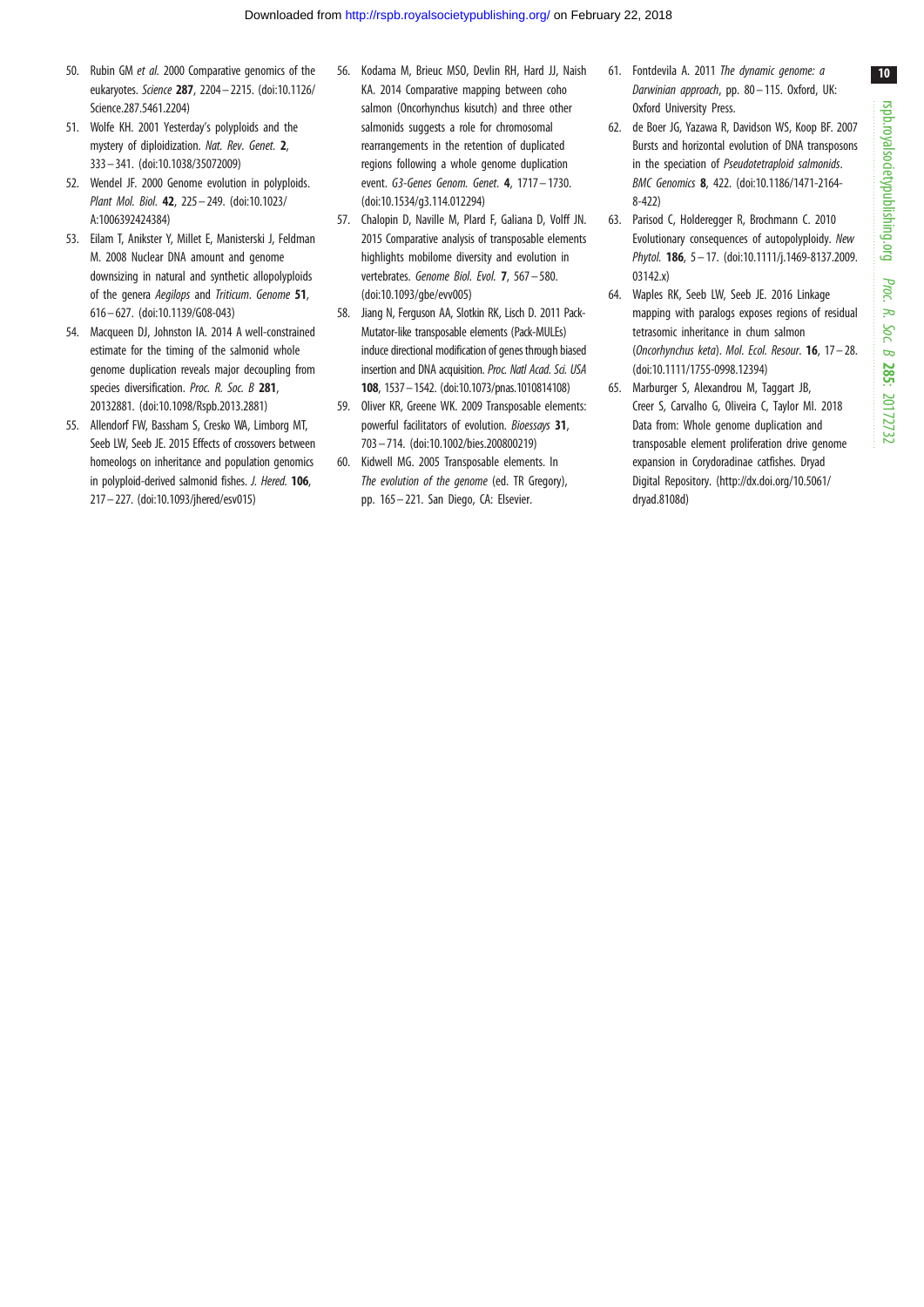50. Rubin GM *et al.* 2000 Comparative genomics of the eukaryotes. *Science* **287**, 2204–2215. (doi:10.1126/Science.287.5461.2204)
51. Wolfe KH. 2001 Yesterday's polyploids and the mystery of diploidization. *Nat. Rev. Genet.* **2**, 333–341. (doi:10.1038/35072009)
52. Wendel JF. 2000 Genome evolution in polyploids. *Plant Mol. Biol.* **42**, 225–249. (doi:10.1023/A:1006392424384)
53. Eilam T, Anikster Y, Millet E, Manisterski J, Feldman M. 2008 Nuclear DNA amount and genome downsizing in natural and synthetic allopolyploids of the genera *Aegilops* and *Triticum*. *Genome* **51**, 616–627. (doi:10.1139/G08-043)
54. Macqueen DJ, Johnston IA. 2014 A well-constrained estimate for the timing of the salmonid whole genome duplication reveals major decoupling from species diversification. *Proc. R. Soc. B* **281**, 20132881. (doi:10.1098/Rspb.2013.2881)
55. Allendorf FW, Bassham S, Cresko WA, Limborg MT, Seeb LW, Seeb JE. 2015 Effects of crossovers between homeologs on inheritance and population genomics in polyploid-derived salmonid fishes. *J. Hered.* **106**, 217–227. (doi:10.1093/jhered/esv015)
56. Kodama M, Brieuc MSO, Devlin RH, Hard JJ, Naish KA. 2014 Comparative mapping between coho salmon (Oncorhynchus kisutch) and three other salmonids suggests a role for chromosomal rearrangements in the retention of duplicated regions following a whole genome duplication event. *G3-Genes Genom. Genet.* **4**, 1717–1730. (doi:10.1534/g3.114.012294)
57. Chalopin D, Naville M, Plard F, Galiana D, Volff JN. 2015 Comparative analysis of transposable elements highlights mobilome diversity and evolution in vertebrates. *Genome Biol. Evol.* **7**, 567–580. (doi:10.1093/gbe/evv005)
58. Jiang N, Ferguson AA, Slotkin RK, Lisch D. 2011 Pack-Mutator-like transposable elements (Pack-MULEs) induce directional modification of genes through biased insertion and DNA acquisition. *Proc. Natl Acad. Sci. USA* **108**, 1537–1542. (doi:10.1073/pnas.1010814108)
59. Oliver KR, Greene WK. 2009 Transposable elements: powerful facilitators of evolution. *Bioessays* **31**, 703–714. (doi:10.1002/bies.200800219)
60. Kidwell MG. 2005 Transposable elements. In *The evolution of the genome* (ed. TR Gregory), pp. 165–221. San Diego, CA: Elsevier.
61. Fontdevila A. 2011 *The dynamic genome: a Darwinian approach*, pp. 80–115. Oxford, UK: Oxford University Press.
62. de Boer JG, Yazawa R, Davidson WS, Koop BF. 2007 Bursts and horizontal evolution of DNA transposons in the speciation of *Pseudotetraploid salmonids*. *BMC Genomics* **8**, 422. (doi:10.1186/1471-2164-8-422)
63. Parisod C, Holderegger R, Brochmann C. 2010 Evolutionary consequences of autopolyploidy. *New Phytol.* **186**, 5–17. (doi:10.1111/j.1469-8137.2009.03142.x)
64. Waples RK, Seeb LW, Seeb JE. 2016 Linkage mapping with paralogs exposes regions of residual tetrasomic inheritance in chum salmon (*Oncorhynchus keta*). *Mol. Ecol. Resour.* **16**, 17–28. (doi:10.1111/1755-0998.12394)
65. Marburger S, Alexandrou M, Taggart JB, Creer S, Carvalho G, Oliveira C, Taylor MI. 2018 Data from: Whole genome duplication and transposable element proliferation drive genome expansion in Corydoradinae catfishes. Dryad Digital Repository. (http://dx.doi.org/10.5061/dryad.8108d)